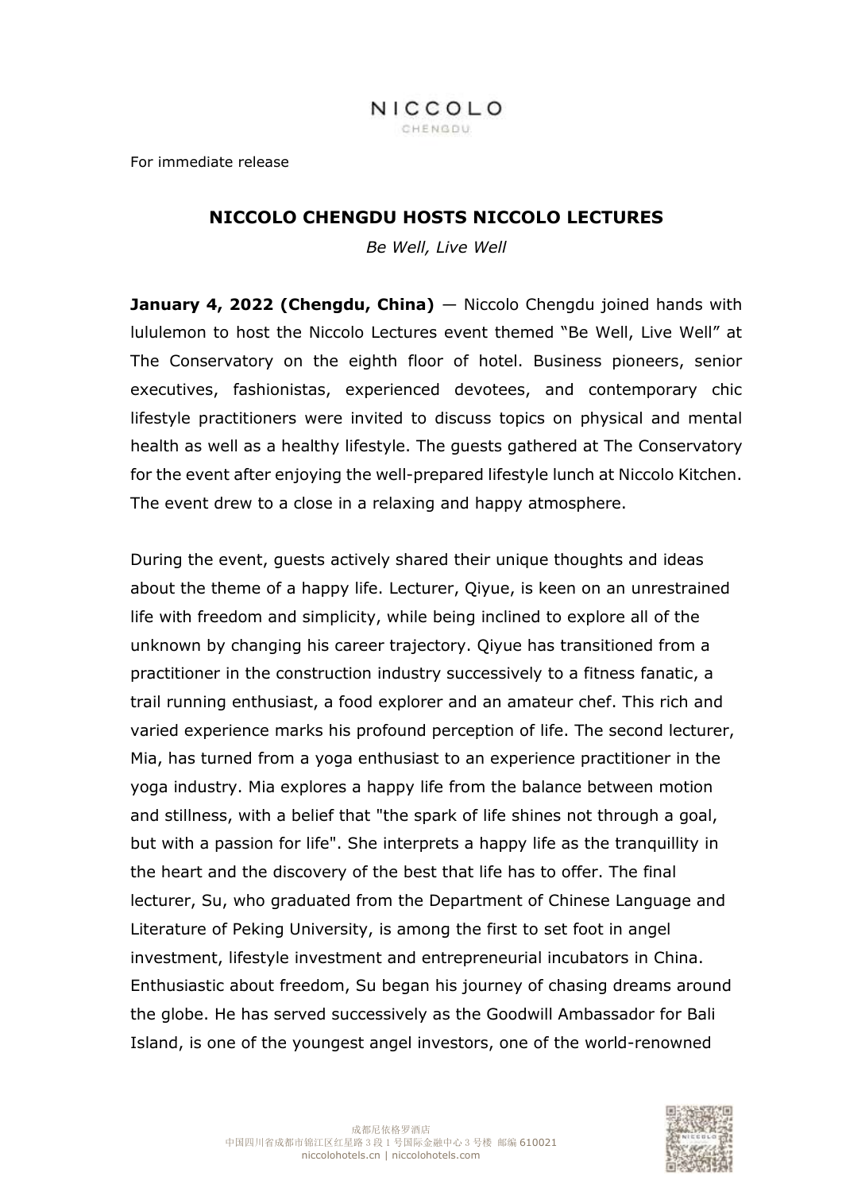NICCOLO

CHENGDU

For immediate release

# NICCOLO CHENGDU HOSTS NICCOLO LECTURES

*Be Well, Live Well*

**January 4, 2022 (Chengdu, China)** — Niccolo Chengdu joined hands with lululemon to host the Niccolo Lectures event themed "Be Well, Live Well" at The Conservatory on the eighth floor of hotel. Business pioneers, senior executives, fashionistas, experienced devotees, and contemporary chic lifestyle practitioners were invited to discuss topics on physical and mental health as well as a healthy lifestyle. The guests gathered at The Conservatory for the event after enjoying the well-prepared lifestyle lunch at Niccolo Kitchen. The event drew to a close in a relaxing and happy atmosphere.

During the event, guests actively shared their unique thoughts and ideas about the theme of a happy life. Lecturer, Qiyue, is keen on an unrestrained life with freedom and simplicity, while being inclined to explore all of the unknown by changing his career trajectory. Qiyue has transitioned from a practitioner in the construction industry successively to a fitness fanatic, a trail running enthusiast, a food explorer and an amateur chef. This rich and varied experience marks his profound perception of life. The second lecturer, Mia, has turned from a yoga enthusiast to an experience practitioner in the yoga industry. Mia explores a happy life from the balance between motion and stillness, with a belief that "the spark of life shines not through a goal, but with a passion for life". She interprets a happy life as the tranquillity in the heart and the discovery of the best that life has to offer. The final lecturer, Su, who graduated from the Department of Chinese Language and Literature of Peking University, is among the first to set foot in angel investment, lifestyle investment and entrepreneurial incubators in China. Enthusiastic about freedom, Su began his journey of chasing dreams around the globe. He has served successively as the Goodwill Ambassador for Bali Island, is one of the youngest angel investors, one of the world-renowned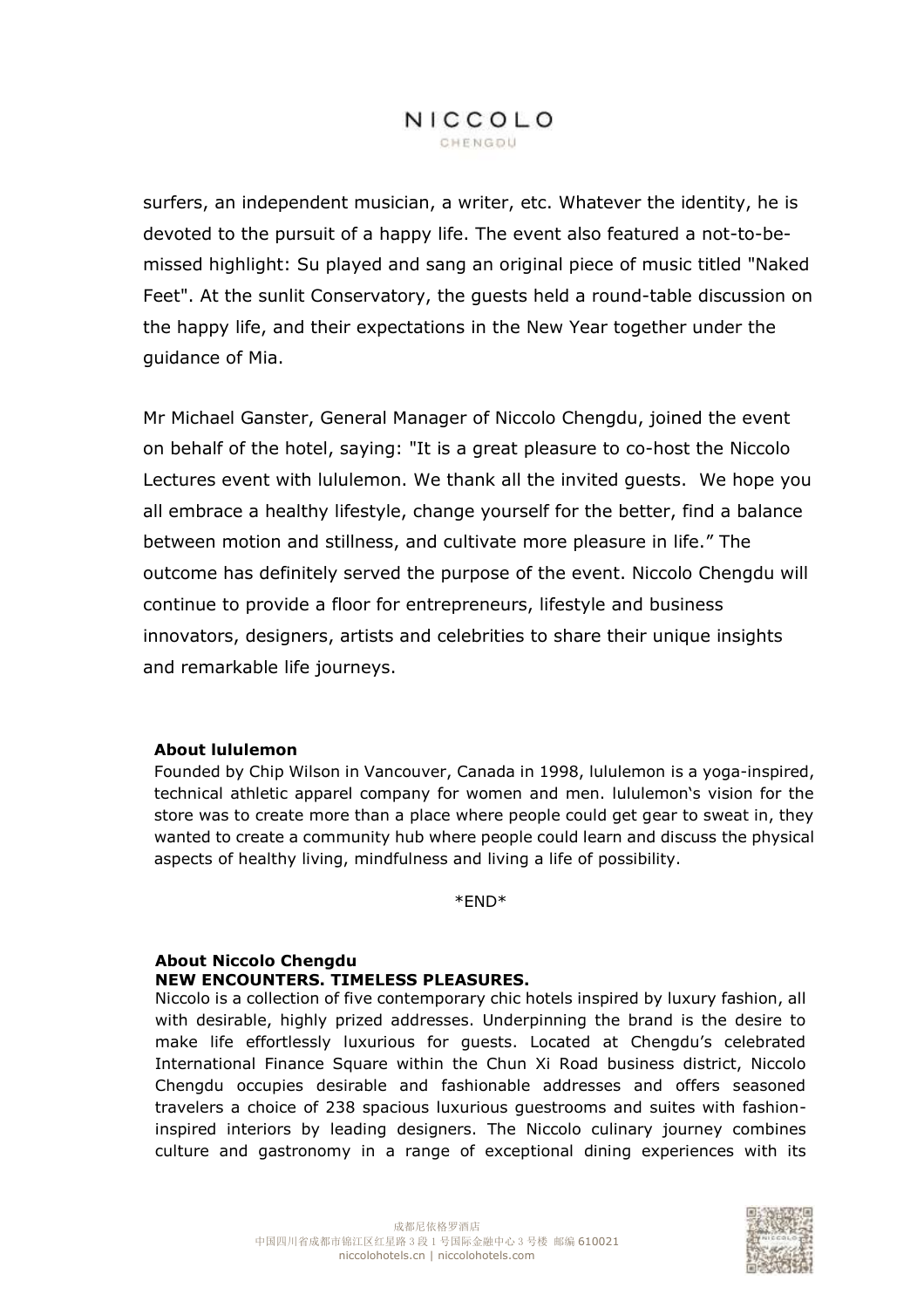surfers, an independent musician, a writer, etc. Whatever the identity, he is devoted to the pursuit of a happy life. The event also featured a not-to-be-missed highlight: Su played and sang an original piece of music titled "Naked Feet". At the sunlit Conservatory, the guests held a round-table discussion on the happy life, and their expectations in the New Year together under the guidance of Mia.

Mr Michael Ganster, General Manager of Niccolo Chengdu, joined the event on behalf of the hotel, saying: "It is a great pleasure to co-host the Niccolo Lectures event with lululemon. We thank all the invited guests. We hope you all embrace a healthy lifestyle, change yourself for the better, find a balance between motion and stillness, and cultivate more pleasure in life." The outcome has definitely served the purpose of the event. Niccolo Chengdu will continue to provide a floor for entrepreneurs, lifestyle and business innovators, designers, artists and celebrities to share their unique insights and remarkable life journeys.

**About lululemon**

Founded by Chip Wilson in Vancouver, Canada in 1998, lululemon is a yoga-inspired, technical athletic apparel company for women and men. lululemon's vision for the store was to create more than a place where people could get gear to sweat in, they wanted to create a community hub where people could learn and discuss the physical aspects of healthy living, mindfulness and living a life of possibility.

*END*

**About Niccolo Chengdu**

**NEW ENCOUNTERS. TIMELESS PLEASURES.**

Niccolo is a collection of five contemporary chic hotels inspired by luxury fashion, all with desirable, highly prized addresses. Underpinning the brand is the desire to make life effortlessly luxurious for guests. Located at Chengdu's celebrated International Finance Square within the Chun Xi Road business district, Niccolo Chengdu occupies desirable and fashionable addresses and offers seasoned travelers a choice of 238 spacious luxurious guestrooms and suites with fashion-inspired interiors by leading designers. The Niccolo culinary journey combines culture and gastronomy in a range of exceptional dining experiences with its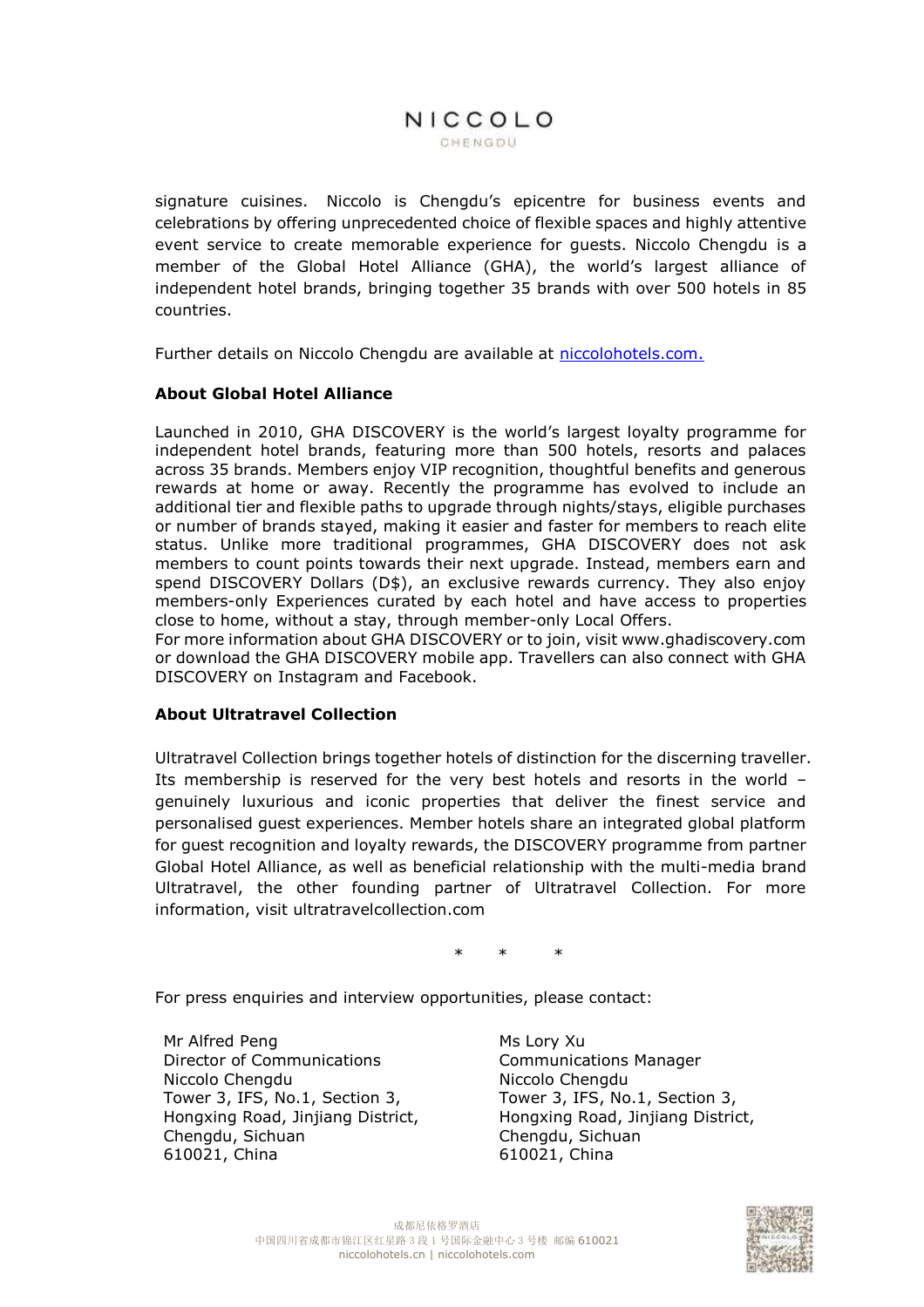signature cuisines. Niccolo is Chengdu's epicentre for business events and celebrations by offering unprecedented choice of flexible spaces and highly attentive event service to create memorable experience for guests. Niccolo Chengdu is a member of the Global Hotel Alliance (GHA), the world's largest alliance of independent hotel brands, bringing together 35 brands with over 500 hotels in 85 countries.

Further details on Niccolo Chengdu are available at [niccolohotels.com.](niccolohotels.com)

**About Global Hotel Alliance**

Launched in 2010, GHA DISCOVERY is the world's largest loyalty programme for independent hotel brands, featuring more than 500 hotels, resorts and palaces across 35 brands. Members enjoy VIP recognition, thoughtful benefits and generous rewards at home or away. Recently the programme has evolved to include an additional tier and flexible paths to upgrade through nights/stays, eligible purchases or number of brands stayed, making it easier and faster for members to reach elite status. Unlike more traditional programmes, GHA DISCOVERY does not ask members to count points towards their next upgrade. Instead, members earn and spend DISCOVERY Dollars (D$), an exclusive rewards currency. They also enjoy members-only Experiences curated by each hotel and have access to properties close to home, without a stay, through member-only Local Offers.
For more information about GHA DISCOVERY or to join, visit www.ghadiscovery.com or download the GHA DISCOVERY mobile app. Travellers can also connect with GHA DISCOVERY on Instagram and Facebook.

**About Ultratravel Collection**

Ultratravel Collection brings together hotels of distinction for the discerning traveller. Its membership is reserved for the very best hotels and resorts in the world – genuinely luxurious and iconic properties that deliver the finest service and personalised guest experiences. Member hotels share an integrated global platform for guest recognition and loyalty rewards, the DISCOVERY programme from partner Global Hotel Alliance, as well as beneficial relationship with the multi-media brand Ultratravel, the other founding partner of Ultratravel Collection. For more information, visit ultratravelcollection.com

\* \* \*

For press enquiries and interview opportunities, please contact:

Mr Alfred Peng
Director of Communications
Niccolo Chengdu
Tower 3, IFS, No.1, Section 3,
Hongxing Road, Jinjiang District,
Chengdu, Sichuan
610021, China

Ms Lory Xu
Communications Manager
Niccolo Chengdu
Tower 3, IFS, No.1, Section 3,
Hongxing Road, Jinjiang District,
Chengdu, Sichuan
610021, China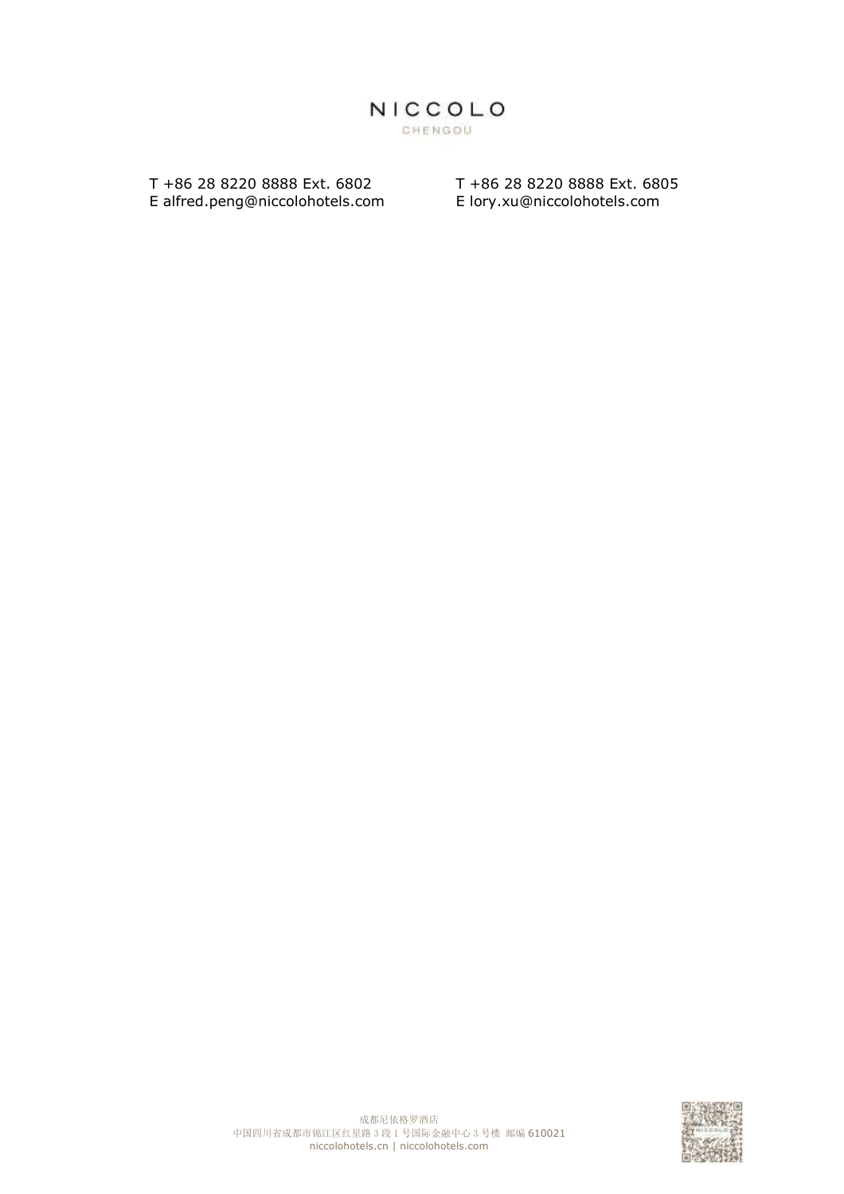NICCOLO

CHENGDU

T +86 28 8220 8888 Ext. 6802
E alfred.peng@niccolohotels.com

T +86 28 8220 8888 Ext. 6805
E lory.xu@niccolohotels.com

成都尼依格罗酒店
中国四川省成都市锦江区红星路 3 段 1 号国际金融中心 3 号楼 邮编 610021
niccolohotels.cn | niccolohotels.com